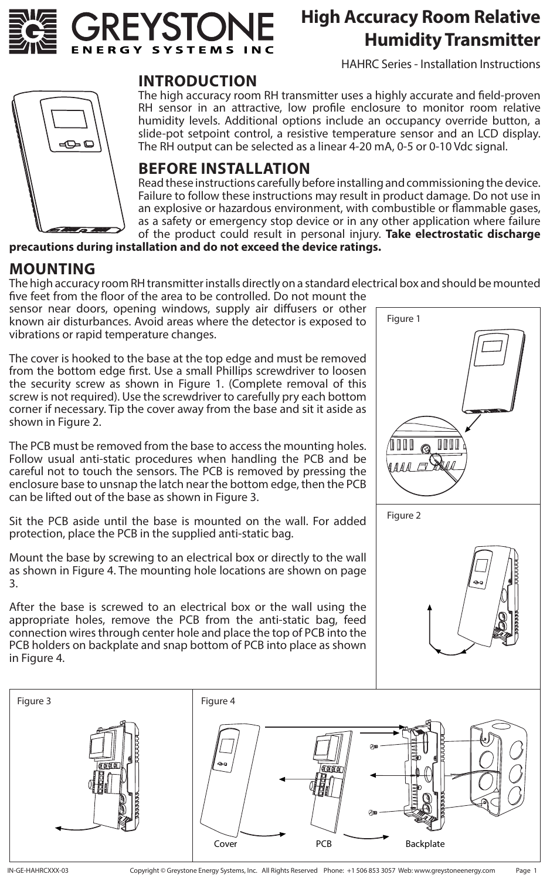# High Accuracy Room Relative Humidity Transmitter

HAHRC Series - Installation Instructions

## INTRODUCTION

The high accuracy room RH transmitter uses a highly accurate and field-proven RH sensor in an attractive, low profile enclosure to monitor room relative humidity levels. Additional options include an occupancy override button, a slide-pot setpoint control, a resistive temperature sensor and an LCD display. The RH output can be selected as a linear 4-20 mA, 0-5 or 0-10 Vdc signal.

## BEFORE INSTALLATION

Read these instructions carefully before installing and commissioning the device. Failure to follow these instructions may result in product damage. Do not use in an explosive or hazardous environment, with combustible or flammable gases, as a safety or emergency stop device or in any other application where failure of the product could result in personal injury. **Take electrostatic discharge precautions during installation and do not exceed the device ratings.**

## MOUNTING

The high accuracy room RH transmitter installs directly on a standard electrical box and should be mounted five feet from the floor of the area to be controlled. Do not mount the sensor near doors, opening windows, supply air diffusers or other known air disturbances. Avoid areas where the detector is exposed to vibrations or rapid temperature changes.

The cover is hooked to the base at the top edge and must be removed from the bottom edge first. Use a small Phillips screwdriver to loosen the security screw as shown in Figure 1. (Complete removal of this screw is not required). Use the screwdriver to carefully pry each bottom corner if necessary. Tip the cover away from the base and sit it aside as shown in Figure 2.

The PCB must be removed from the base to access the mounting holes. Follow usual anti-static procedures when handling the PCB and be careful not to touch the sensors. The PCB is removed by pressing the enclosure base to unsnap the latch near the bottom edge, then the PCB can be lifted out of the base as shown in Figure 3.

Sit the PCB aside until the base is mounted on the wall. For added protection, place the PCB in the supplied anti-static bag.

Mount the base by screwing to an electrical box or directly to the wall as shown in Figure 4. The mounting hole locations are shown on page 3.

After the base is screwed to an electrical box or the wall using the appropriate holes, remove the PCB from the anti-static bag, feed connection wires through center hole and place the top of PCB into the PCB holders on backplate and snap bottom of PCB into place as shown in Figure 4.

Figure 1

Figure 2

Figure 3

Figure 4

Cover PCB Backplate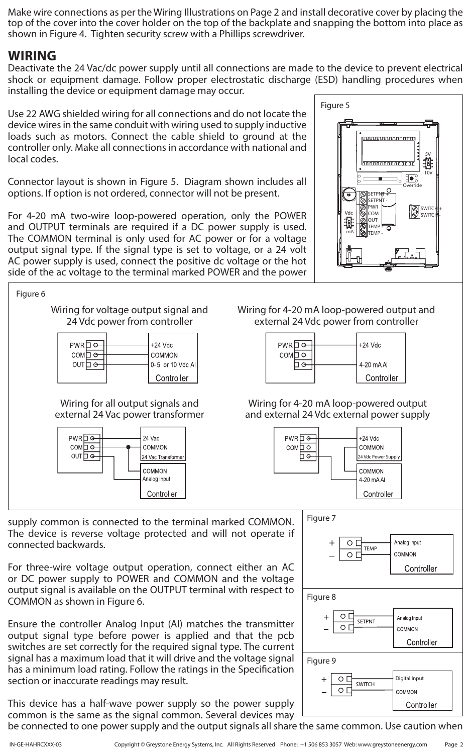Make wire connections as per the Wiring Illustrations on Page 2 and install decorative cover by placing the top of the cover into the cover holder on the top of the backplate and snapping the bottom into place as shown in Figure 4. Tighten security screw with a Phillips screwdriver.

## WIRING

Deactivate the 24 Vac/dc power supply until all connections are made to the device to prevent electrical shock or equipment damage. Follow proper electrostatic discharge (ESD) handling procedures when installing the device or equipment damage may occur.

Use 22 AWG shielded wiring for all connections and do not locate the device wires in the same conduit with wiring used to supply inductive loads such as motors. Connect the cable shield to ground at the controller only. Make all connections in accordance with national and local codes.

Connector layout is shown in Figure 5. Diagram shown includes all options. If option is not ordered, connector will not be present.

For 4-20 mA two-wire loop-powered operation, only the POWER and OUTPUT terminals are required if a DC power supply is used. The COMMON terminal is only used for AC power or for a voltage output signal type. If the signal type is set to voltage, or a 24 volt AC power supply is used, connect the positive dc voltage or the hot side of the ac voltage to the terminal marked POWER and the power supply common is connected to the terminal marked COMMON. The device is reverse voltage protected and will not operate if connected backwards.

For three-wire voltage output operation, connect either an AC or DC power supply to POWER and COMMON and the voltage output signal is available on the OUTPUT terminal with respect to COMMON as shown in Figure 6.

Ensure the controller Analog Input (AI) matches the transmitter output signal type before power is applied and that the pcb switches are set correctly for the required signal type. The current signal has a maximum load that it will drive and the voltage signal has a minimum load rating. Follow the ratings in the Specification section or inaccurate readings may result.

This device has a half-wave power supply so the power supply common is the same as the signal common. Several devices may be connected to one power supply and the output signals all share the same common. Use caution when

Figure 5

5V 10V Override SETPNT + SETPNT - PWR COM OUT TEMP + TEMP - Vdc mA SWITCH + SWITCH -

Figure 6

Wiring for voltage output signal and 24 Vdc power from controller

PWR COM OUT — +24 Vdc, COMMON, 0-5 or 10 Vdc AI — Controller

Wiring for 4-20 mA loop-powered output and external 24 Vdc power from controller

PWR COM — +24 Vdc, 4-20 mA AI — Controller

Wiring for all output signals and external 24 Vac power transformer

PWR COM OUT — 24 Vac, COMMON — 24 Vac Transformer; COMMON, Analog Input — Controller

Wiring for 4-20 mA loop-powered output and external 24 Vdc external power supply

PWR COM — +24 Vdc, COMMON — 24 Vdc Power Supply; COMMON, 4-20 mA AI — Controller

Figure 7

+ – TEMP — Analog Input, COMMON — Controller

Figure 8

+ – SETPNT — Analog Input, COMMON — Controller

Figure 9

+ – SWITCH — Digital Input, COMMON — Controller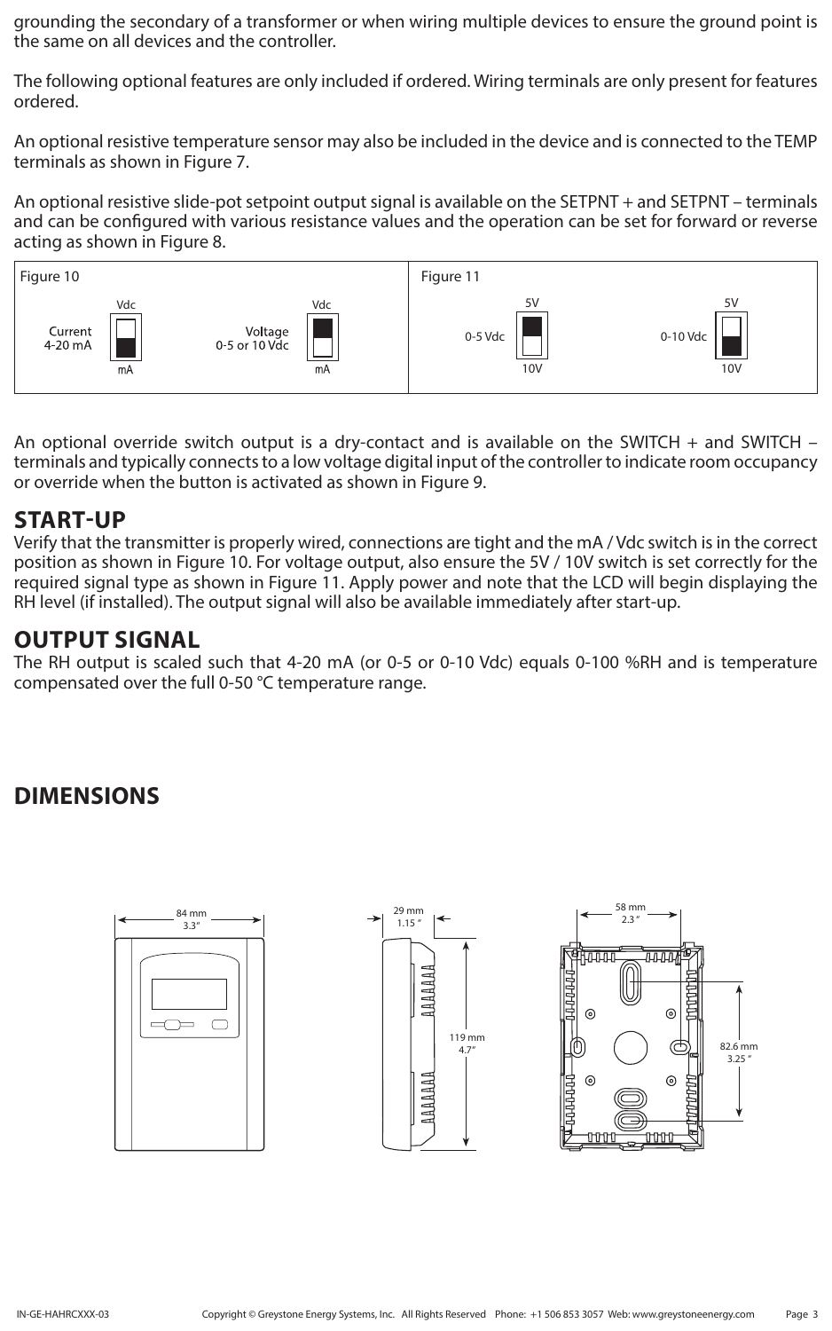grounding the secondary of a transformer or when wiring multiple devices to ensure the ground point is the same on all devices and the controller.

The following optional features are only included if ordered. Wiring terminals are only present for features ordered.

An optional resistive temperature sensor may also be included in the device and is connected to the TEMP terminals as shown in Figure 7.

An optional resistive slide-pot setpoint output signal is available on the SETPNT + and SETPNT – terminals and can be configured with various resistance values and the operation can be set for forward or reverse acting as shown in Figure 8.

| Figure 10 | Figure 11 |
| --- | --- |
| Current 4-20 mA (Vdc / mA) — Voltage 0-5 or 10 Vdc (Vdc / mA) | 0-5 Vdc (5V / 10V) — 0-10 Vdc (5V / 10V) |

An optional override switch output is a dry-contact and is available on the SWITCH + and SWITCH – terminals and typically connects to a low voltage digital input of the controller to indicate room occupancy or override when the button is activated as shown in Figure 9.

## START-UP

Verify that the transmitter is properly wired, connections are tight and the mA / Vdc switch is in the correct position as shown in Figure 10. For voltage output, also ensure the 5V / 10V switch is set correctly for the required signal type as shown in Figure 11. Apply power and note that the LCD will begin displaying the RH level (if installed). The output signal will also be available immediately after start-up.

## OUTPUT SIGNAL

The RH output is scaled such that 4-20 mA (or 0-5 or 0-10 Vdc) equals 0-100 %RH and is temperature compensated over the full 0-50 °C temperature range.

## DIMENSIONS

84 mm 3.3"

29 mm 1.15 "

119 mm 4.7"

58 mm 2.3 "

82.6 mm 3.25 "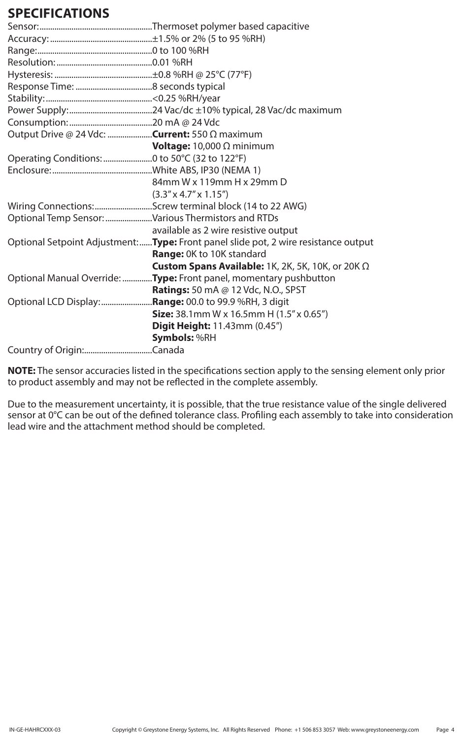## SPECIFICATIONS

| | |
|---|---|
| Sensor: | Thermoset polymer based capacitive |
| Accuracy: | ±1.5% or 2% (5 to 95 %RH) |
| Range: | 0 to 100 %RH |
| Resolution: | 0.01 %RH |
| Hysteresis: | ±0.8 %RH @ 25°C (77°F) |
| Response Time: | 8 seconds typical |
| Stability: | <0.25 %RH/year |
| Power Supply: | 24 Vac/dc ±10% typical, 28 Vac/dc maximum |
| Consumption: | 20 mA @ 24 Vdc |
| Output Drive @ 24 Vdc: | **Current:** 550 Ω maximum<br>**Voltage:** 10,000 Ω minimum |
| Operating Conditions: | 0 to 50°C (32 to 122°F) |
| Enclosure: | White ABS, IP30 (NEMA 1)<br>84mm W x 119mm H x 29mm D<br>(3.3” x 4.7” x 1.15”) |
| Wiring Connections: | Screw terminal block (14 to 22 AWG) |
| Optional Temp Sensor: | Various Thermistors and RTDs<br>available as 2 wire resistive output |
| Optional Setpoint Adjustment: | **Type:** Front panel slide pot, 2 wire resistance output<br>**Range:** 0K to 10K standard<br>**Custom Spans Available:** 1K, 2K, 5K, 10K, or 20K Ω |
| Optional Manual Override: | **Type:** Front panel, momentary pushbutton<br>**Ratings:** 50 mA @ 12 Vdc, N.O., SPST |
| Optional LCD Display: | **Range:** 00.0 to 99.9 %RH, 3 digit<br>**Size:** 38.1mm W x 16.5mm H (1.5” x 0.65”)<br>**Digit Height:** 11.43mm (0.45”)<br>**Symbols:** %RH |
| Country of Origin: | Canada |

**NOTE:** The sensor accuracies listed in the specifications section apply to the sensing element only prior to product assembly and may not be reflected in the complete assembly.

Due to the measurement uncertainty, it is possible, that the true resistance value of the single delivered sensor at 0°C can be out of the defined tolerance class. Profiling each assembly to take into consideration lead wire and the attachment method should be completed.